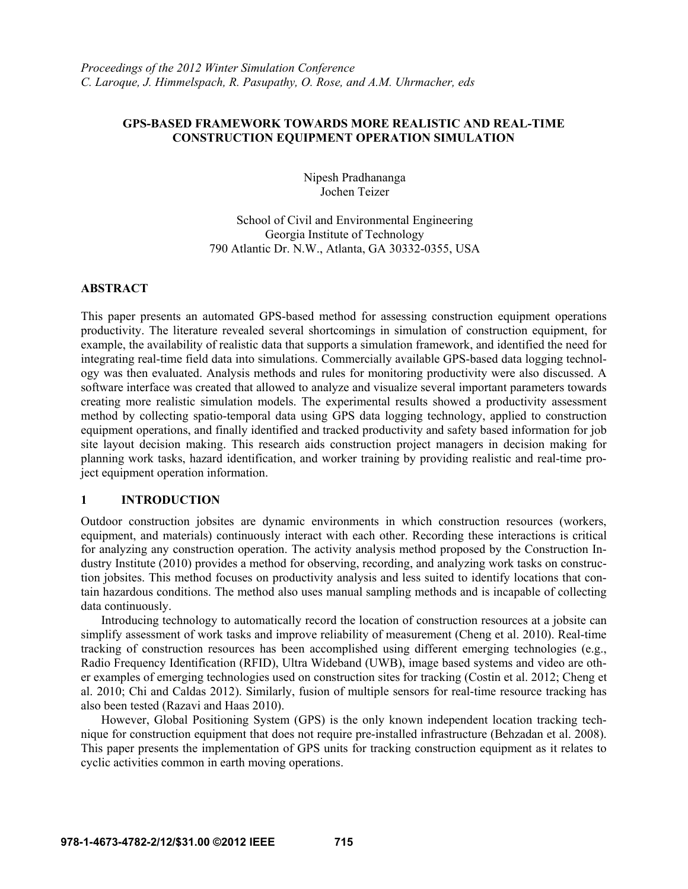*Proceedings of the 2012 Winter Simulation Conference*
*C. Laroque, J. Himmelspach, R. Pasupathy, O. Rose, and A.M. Uhrmacher, eds*

# GPS-BASED FRAMEWORK TOWARDS MORE REALISTIC AND REAL-TIME CONSTRUCTION EQUIPMENT OPERATION SIMULATION

Nipesh Pradhananga
Jochen Teizer

School of Civil and Environmental Engineering
Georgia Institute of Technology
790 Atlantic Dr. N.W., Atlanta, GA 30332-0355, USA

## ABSTRACT

This paper presents an automated GPS-based method for assessing construction equipment operations productivity. The literature revealed several shortcomings in simulation of construction equipment, for example, the availability of realistic data that supports a simulation framework, and identified the need for integrating real-time field data into simulations. Commercially available GPS-based data logging technology was then evaluated. Analysis methods and rules for monitoring productivity were also discussed. A software interface was created that allowed to analyze and visualize several important parameters towards creating more realistic simulation models. The experimental results showed a productivity assessment method by collecting spatio-temporal data using GPS data logging technology, applied to construction equipment operations, and finally identified and tracked productivity and safety based information for job site layout decision making. This research aids construction project managers in decision making for planning work tasks, hazard identification, and worker training by providing realistic and real-time project equipment operation information.

## 1 INTRODUCTION

Outdoor construction jobsites are dynamic environments in which construction resources (workers, equipment, and materials) continuously interact with each other. Recording these interactions is critical for analyzing any construction operation. The activity analysis method proposed by the Construction Industry Institute (2010) provides a method for observing, recording, and analyzing work tasks on construction jobsites. This method focuses on productivity analysis and less suited to identify locations that contain hazardous conditions. The method also uses manual sampling methods and is incapable of collecting data continuously.

Introducing technology to automatically record the location of construction resources at a jobsite can simplify assessment of work tasks and improve reliability of measurement (Cheng et al. 2010). Real-time tracking of construction resources has been accomplished using different emerging technologies (e.g., Radio Frequency Identification (RFID), Ultra Wideband (UWB), image based systems and video are other examples of emerging technologies used on construction sites for tracking (Costin et al. 2012; Cheng et al. 2010; Chi and Caldas 2012). Similarly, fusion of multiple sensors for real-time resource tracking has also been tested (Razavi and Haas 2010).

However, Global Positioning System (GPS) is the only known independent location tracking technique for construction equipment that does not require pre-installed infrastructure (Behzadan et al. 2008). This paper presents the implementation of GPS units for tracking construction equipment as it relates to cyclic activities common in earth moving operations.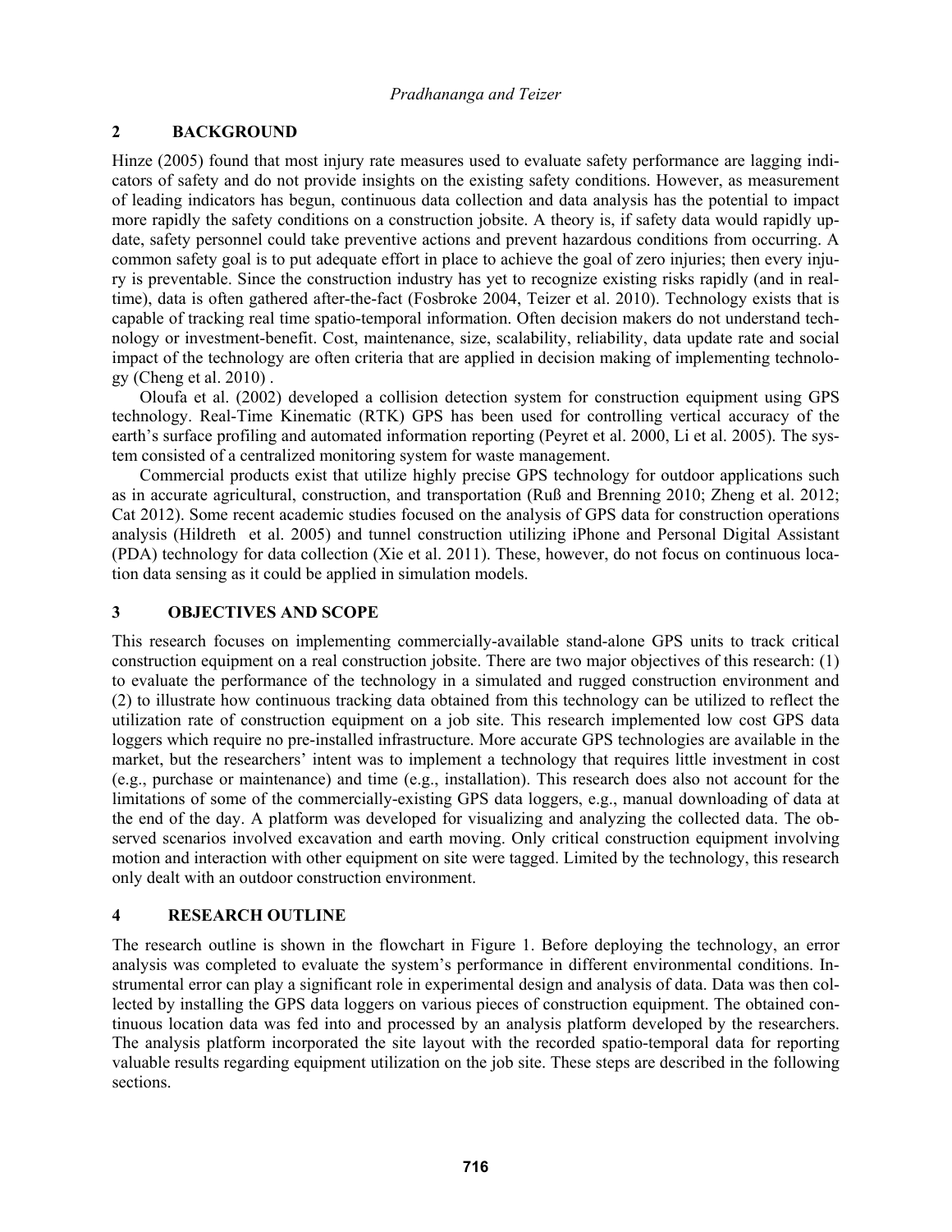## 2 BACKGROUND

Hinze (2005) found that most injury rate measures used to evaluate safety performance are lagging indicators of safety and do not provide insights on the existing safety conditions. However, as measurement of leading indicators has begun, continuous data collection and data analysis has the potential to impact more rapidly the safety conditions on a construction jobsite. A theory is, if safety data would rapidly update, safety personnel could take preventive actions and prevent hazardous conditions from occurring. A common safety goal is to put adequate effort in place to achieve the goal of zero injuries; then every injury is preventable. Since the construction industry has yet to recognize existing risks rapidly (and in real-time), data is often gathered after-the-fact (Fosbroke 2004, Teizer et al. 2010). Technology exists that is capable of tracking real time spatio-temporal information. Often decision makers do not understand technology or investment-benefit. Cost, maintenance, size, scalability, reliability, data update rate and social impact of the technology are often criteria that are applied in decision making of implementing technology (Cheng et al. 2010) .

Oloufa et al. (2002) developed a collision detection system for construction equipment using GPS technology. Real-Time Kinematic (RTK) GPS has been used for controlling vertical accuracy of the earth's surface profiling and automated information reporting (Peyret et al. 2000, Li et al. 2005). The system consisted of a centralized monitoring system for waste management.

Commercial products exist that utilize highly precise GPS technology for outdoor applications such as in accurate agricultural, construction, and transportation (Ruß and Brenning 2010; Zheng et al. 2012; Cat 2012). Some recent academic studies focused on the analysis of GPS data for construction operations analysis (Hildreth et al. 2005) and tunnel construction utilizing iPhone and Personal Digital Assistant (PDA) technology for data collection (Xie et al. 2011). These, however, do not focus on continuous location data sensing as it could be applied in simulation models.

## 3 OBJECTIVES AND SCOPE

This research focuses on implementing commercially-available stand-alone GPS units to track critical construction equipment on a real construction jobsite. There are two major objectives of this research: (1) to evaluate the performance of the technology in a simulated and rugged construction environment and (2) to illustrate how continuous tracking data obtained from this technology can be utilized to reflect the utilization rate of construction equipment on a job site. This research implemented low cost GPS data loggers which require no pre-installed infrastructure. More accurate GPS technologies are available in the market, but the researchers' intent was to implement a technology that requires little investment in cost (e.g., purchase or maintenance) and time (e.g., installation). This research does also not account for the limitations of some of the commercially-existing GPS data loggers, e.g., manual downloading of data at the end of the day. A platform was developed for visualizing and analyzing the collected data. The observed scenarios involved excavation and earth moving. Only critical construction equipment involving motion and interaction with other equipment on site were tagged. Limited by the technology, this research only dealt with an outdoor construction environment.

## 4 RESEARCH OUTLINE

The research outline is shown in the flowchart in Figure 1. Before deploying the technology, an error analysis was completed to evaluate the system's performance in different environmental conditions. Instrumental error can play a significant role in experimental design and analysis of data. Data was then collected by installing the GPS data loggers on various pieces of construction equipment. The obtained continuous location data was fed into and processed by an analysis platform developed by the researchers. The analysis platform incorporated the site layout with the recorded spatio-temporal data for reporting valuable results regarding equipment utilization on the job site. These steps are described in the following sections.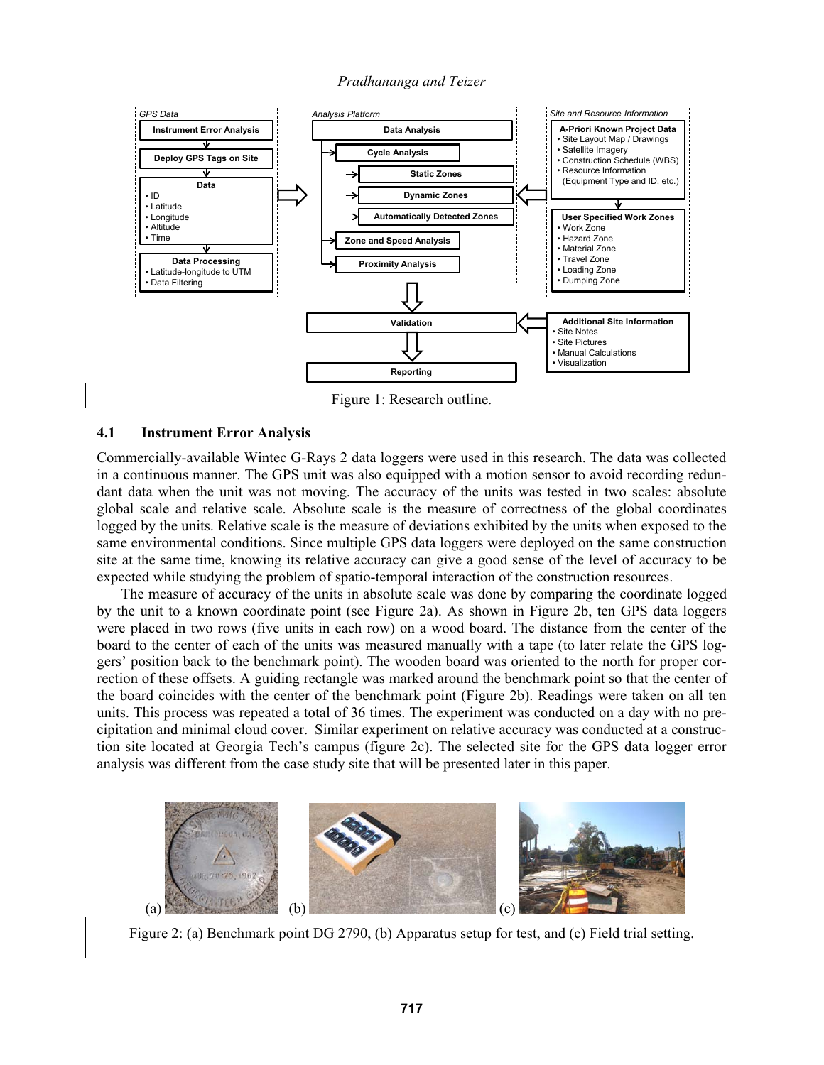Figure 1: Research outline.

### 4.1 Instrument Error Analysis

Commercially-available Wintec G-Rays 2 data loggers were used in this research. The data was collected in a continuous manner. The GPS unit was also equipped with a motion sensor to avoid recording redundant data when the unit was not moving. The accuracy of the units was tested in two scales: absolute global scale and relative scale. Absolute scale is the measure of correctness of the global coordinates logged by the units. Relative scale is the measure of deviations exhibited by the units when exposed to the same environmental conditions. Since multiple GPS data loggers were deployed on the same construction site at the same time, knowing its relative accuracy can give a good sense of the level of accuracy to be expected while studying the problem of spatio-temporal interaction of the construction resources.

The measure of accuracy of the units in absolute scale was done by comparing the coordinate logged by the unit to a known coordinate point (see Figure 2a). As shown in Figure 2b, ten GPS data loggers were placed in two rows (five units in each row) on a wood board. The distance from the center of the board to the center of each of the units was measured manually with a tape (to later relate the GPS loggers' position back to the benchmark point). The wooden board was oriented to the north for proper correction of these offsets. A guiding rectangle was marked around the benchmark point so that the center of the board coincides with the center of the benchmark point (Figure 2b). Readings were taken on all ten units. This process was repeated a total of 36 times. The experiment was conducted on a day with no precipitation and minimal cloud cover. Similar experiment on relative accuracy was conducted at a construction site located at Georgia Tech's campus (figure 2c). The selected site for the GPS data logger error analysis was different from the case study site that will be presented later in this paper.

Figure 2: (a) Benchmark point DG 2790, (b) Apparatus setup for test, and (c) Field trial setting.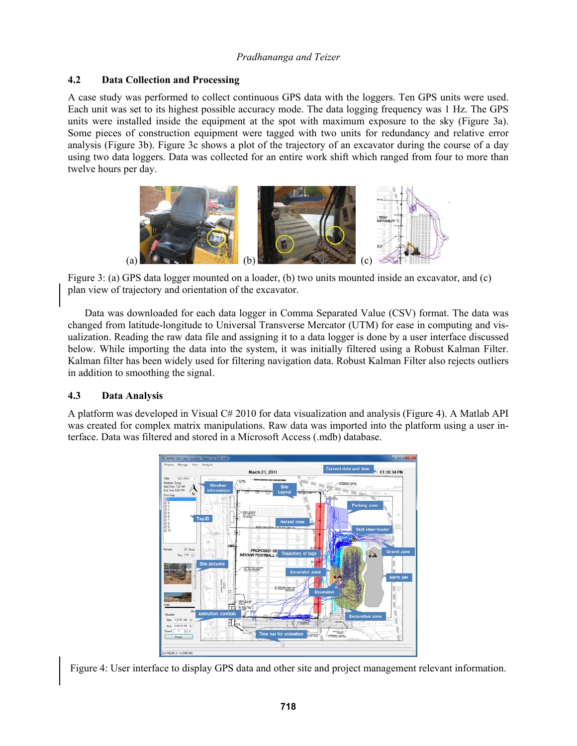### 4.2 Data Collection and Processing

A case study was performed to collect continuous GPS data with the loggers. Ten GPS units were used. Each unit was set to its highest possible accuracy mode. The data logging frequency was 1 Hz. The GPS units were installed inside the equipment at the spot with maximum exposure to the sky (Figure 3a). Some pieces of construction equipment were tagged with two units for redundancy and relative error analysis (Figure 3b). Figure 3c shows a plot of the trajectory of an excavator during the course of a day using two data loggers. Data was collected for an entire work shift which ranged from four to more than twelve hours per day.

Figure 3: (a) GPS data logger mounted on a loader, (b) two units mounted inside an excavator, and (c) plan view of trajectory and orientation of the excavator.

Data was downloaded for each data logger in Comma Separated Value (CSV) format. The data was changed from latitude-longitude to Universal Transverse Mercator (UTM) for ease in computing and visualization. Reading the raw data file and assigning it to a data logger is done by a user interface discussed below. While importing the data into the system, it was initially filtered using a Robust Kalman Filter. Kalman filter has been widely used for filtering navigation data. Robust Kalman Filter also rejects outliers in addition to smoothing the signal.

### 4.3 Data Analysis

A platform was developed in Visual C# 2010 for data visualization and analysis (Figure 4). A Matlab API was created for complex matrix manipulations. Raw data was imported into the platform using a user interface. Data was filtered and stored in a Microsoft Access (.mdb) database.

Figure 4: User interface to display GPS data and other site and project management relevant information.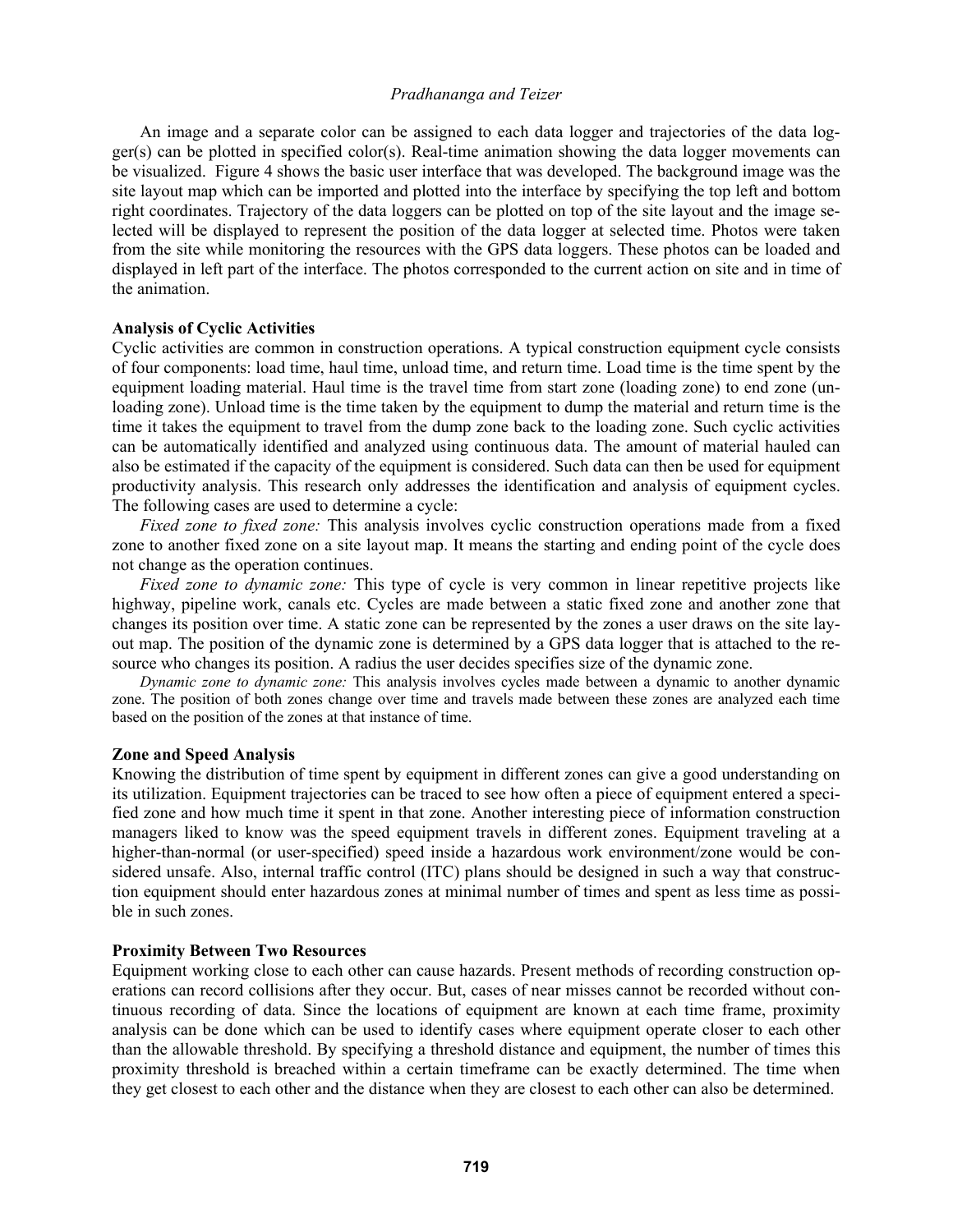An image and a separate color can be assigned to each data logger and trajectories of the data logger(s) can be plotted in specified color(s). Real-time animation showing the data logger movements can be visualized. Figure 4 shows the basic user interface that was developed. The background image was the site layout map which can be imported and plotted into the interface by specifying the top left and bottom right coordinates. Trajectory of the data loggers can be plotted on top of the site layout and the image selected will be displayed to represent the position of the data logger at selected time. Photos were taken from the site while monitoring the resources with the GPS data loggers. These photos can be loaded and displayed in left part of the interface. The photos corresponded to the current action on site and in time of the animation.

### Analysis of Cyclic Activities

Cyclic activities are common in construction operations. A typical construction equipment cycle consists of four components: load time, haul time, unload time, and return time. Load time is the time spent by the equipment loading material. Haul time is the travel time from start zone (loading zone) to end zone (unloading zone). Unload time is the time taken by the equipment to dump the material and return time is the time it takes the equipment to travel from the dump zone back to the loading zone. Such cyclic activities can be automatically identified and analyzed using continuous data. The amount of material hauled can also be estimated if the capacity of the equipment is considered. Such data can then be used for equipment productivity analysis. This research only addresses the identification and analysis of equipment cycles. The following cases are used to determine a cycle:

*Fixed zone to fixed zone:* This analysis involves cyclic construction operations made from a fixed zone to another fixed zone on a site layout map. It means the starting and ending point of the cycle does not change as the operation continues.

*Fixed zone to dynamic zone:* This type of cycle is very common in linear repetitive projects like highway, pipeline work, canals etc. Cycles are made between a static fixed zone and another zone that changes its position over time. A static zone can be represented by the zones a user draws on the site layout map. The position of the dynamic zone is determined by a GPS data logger that is attached to the resource who changes its position. A radius the user decides specifies size of the dynamic zone.

*Dynamic zone to dynamic zone:* This analysis involves cycles made between a dynamic to another dynamic zone. The position of both zones change over time and travels made between these zones are analyzed each time based on the position of the zones at that instance of time.

### Zone and Speed Analysis

Knowing the distribution of time spent by equipment in different zones can give a good understanding on its utilization. Equipment trajectories can be traced to see how often a piece of equipment entered a specified zone and how much time it spent in that zone. Another interesting piece of information construction managers liked to know was the speed equipment travels in different zones. Equipment traveling at a higher-than-normal (or user-specified) speed inside a hazardous work environment/zone would be considered unsafe. Also, internal traffic control (ITC) plans should be designed in such a way that construction equipment should enter hazardous zones at minimal number of times and spent as less time as possible in such zones.

### Proximity Between Two Resources

Equipment working close to each other can cause hazards. Present methods of recording construction operations can record collisions after they occur. But, cases of near misses cannot be recorded without continuous recording of data. Since the locations of equipment are known at each time frame, proximity analysis can be done which can be used to identify cases where equipment operate closer to each other than the allowable threshold. By specifying a threshold distance and equipment, the number of times this proximity threshold is breached within a certain timeframe can be exactly determined. The time when they get closest to each other and the distance when they are closest to each other can also be determined.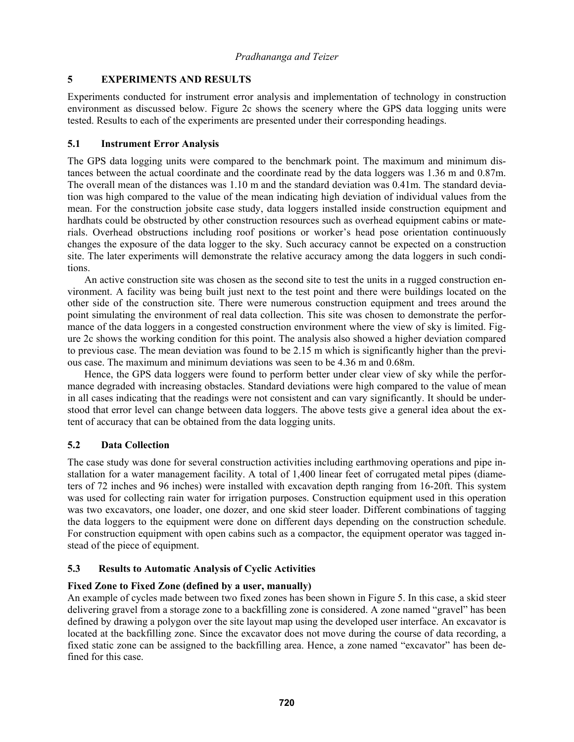## 5 EXPERIMENTS AND RESULTS

Experiments conducted for instrument error analysis and implementation of technology in construction environment as discussed below. Figure 2c shows the scenery where the GPS data logging units were tested. Results to each of the experiments are presented under their corresponding headings.

### 5.1 Instrument Error Analysis

The GPS data logging units were compared to the benchmark point. The maximum and minimum distances between the actual coordinate and the coordinate read by the data loggers was 1.36 m and 0.87m. The overall mean of the distances was 1.10 m and the standard deviation was 0.41m. The standard deviation was high compared to the value of the mean indicating high deviation of individual values from the mean. For the construction jobsite case study, data loggers installed inside construction equipment and hardhats could be obstructed by other construction resources such as overhead equipment cabins or materials. Overhead obstructions including roof positions or worker's head pose orientation continuously changes the exposure of the data logger to the sky. Such accuracy cannot be expected on a construction site. The later experiments will demonstrate the relative accuracy among the data loggers in such conditions.

An active construction site was chosen as the second site to test the units in a rugged construction environment. A facility was being built just next to the test point and there were buildings located on the other side of the construction site. There were numerous construction equipment and trees around the point simulating the environment of real data collection. This site was chosen to demonstrate the performance of the data loggers in a congested construction environment where the view of sky is limited. Figure 2c shows the working condition for this point. The analysis also showed a higher deviation compared to previous case. The mean deviation was found to be 2.15 m which is significantly higher than the previous case. The maximum and minimum deviations was seen to be 4.36 m and 0.68m.

Hence, the GPS data loggers were found to perform better under clear view of sky while the performance degraded with increasing obstacles. Standard deviations were high compared to the value of mean in all cases indicating that the readings were not consistent and can vary significantly. It should be understood that error level can change between data loggers. The above tests give a general idea about the extent of accuracy that can be obtained from the data logging units.

### 5.2 Data Collection

The case study was done for several construction activities including earthmoving operations and pipe installation for a water management facility. A total of 1,400 linear feet of corrugated metal pipes (diameters of 72 inches and 96 inches) were installed with excavation depth ranging from 16-20ft. This system was used for collecting rain water for irrigation purposes. Construction equipment used in this operation was two excavators, one loader, one dozer, and one skid steer loader. Different combinations of tagging the data loggers to the equipment were done on different days depending on the construction schedule. For construction equipment with open cabins such as a compactor, the equipment operator was tagged instead of the piece of equipment.

### 5.3 Results to Automatic Analysis of Cyclic Activities

**Fixed Zone to Fixed Zone (defined by a user, manually)**

An example of cycles made between two fixed zones has been shown in Figure 5. In this case, a skid steer delivering gravel from a storage zone to a backfilling zone is considered. A zone named "gravel" has been defined by drawing a polygon over the site layout map using the developed user interface. An excavator is located at the backfilling zone. Since the excavator does not move during the course of data recording, a fixed static zone can be assigned to the backfilling area. Hence, a zone named "excavator" has been defined for this case.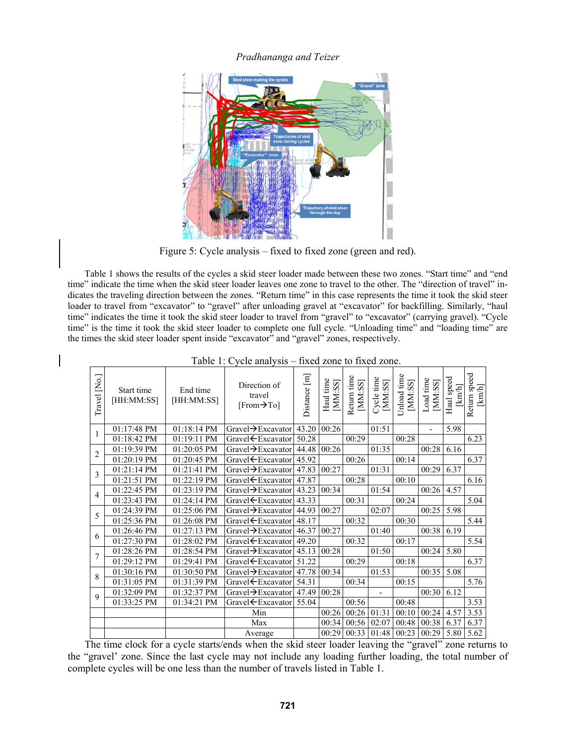Figure 5: Cycle analysis – fixed to fixed zone (green and red).

Table 1 shows the results of the cycles a skid steer loader made between these two zones. "Start time" and "end time" indicate the time when the skid steer loader leaves one zone to travel to the other. The "direction of travel" indicates the traveling direction between the zones. "Return time" in this case represents the time it took the skid steer loader to travel from "excavator" to "gravel" after unloading gravel at "excavator" for backfilling. Similarly, "haul time" indicates the time it took the skid steer loader to travel from "gravel" to "excavator" (carrying gravel). "Cycle time" is the time it took the skid steer loader to complete one full cycle. "Unloading time" and "loading time" are the times the skid steer loader spent inside "excavator" and "gravel" zones, respectively.

Table 1: Cycle analysis – fixed zone to fixed zone.

| Travel [No.] | Start time [HH:MM:SS] | End time [HH:MM:SS] | Direction of travel [From→To] | Distance [m] | Haul time [MM:SS] | Return time [MM:SS] | Cycle time [MM:SS] | Unload time [MM:SS] | Load time [MM:SS] | Haul speed [km/h] | Return speed [km/h] |
|---|---|---|---|---|---|---|---|---|---|---|---|
| 1 | 01:17:48 PM | 01:18:14 PM | Gravel→Excavator | 43.20 | 00:26 | | 01:51 | | - | 5.98 | |
| | 01:18:42 PM | 01:19:11 PM | Gravel←Excavator | 50.28 | | 00:29 | | 00:28 | | | 6.23 |
| 2 | 01:19:39 PM | 01:20:05 PM | Gravel→Excavator | 44.48 | 00:26 | | 01:35 | | 00:28 | 6.16 | |
| | 01:20:19 PM | 01:20:45 PM | Gravel←Excavator | 45.92 | | 00:26 | | 00:14 | | | 6.37 |
| 3 | 01:21:14 PM | 01:21:41 PM | Gravel→Excavator | 47.83 | 00:27 | | 01:31 | | 00:29 | 6.37 | |
| | 01:21:51 PM | 01:22:19 PM | Gravel←Excavator | 47.87 | | 00:28 | | 00:10 | | | 6.16 |
| 4 | 01:22:45 PM | 01:23:19 PM | Gravel→Excavator | 43.23 | 00:34 | | 01:54 | | 00:26 | 4.57 | |
| | 01:23:43 PM | 01:24:14 PM | Gravel←Excavator | 43.33 | | 00:31 | | 00:24 | | | 5.04 |
| 5 | 01:24:39 PM | 01:25:06 PM | Gravel→Excavator | 44.93 | 00:27 | | 02:07 | | 00:25 | 5.98 | |
| | 01:25:36 PM | 01:26:08 PM | Gravel←Excavator | 48.17 | | 00:32 | | 00:30 | | | 5.44 |
| 6 | 01:26:46 PM | 01:27:13 PM | Gravel→Excavator | 46.37 | 00:27 | | 01:40 | | 00:38 | 6.19 | |
| | 01:27:30 PM | 01:28:02 PM | Gravel←Excavator | 49.20 | | 00:32 | | 00:17 | | | 5.54 |
| 7 | 01:28:26 PM | 01:28:54 PM | Gravel→Excavator | 45.13 | 00:28 | | 01:50 | | 00:24 | 5.80 | |
| | 01:29:12 PM | 01:29:41 PM | Gravel←Excavator | 51.22 | | 00:29 | | 00:18 | | | 6.37 |
| 8 | 01:30:16 PM | 01:30:50 PM | Gravel→Excavator | 47.78 | 00:34 | | 01:53 | | 00:35 | 5.08 | |
| | 01:31:05 PM | 01:31:39 PM | Gravel←Excavator | 54.31 | | 00:34 | | 00:15 | | | 5.76 |
| 9 | 01:32:09 PM | 01:32:37 PM | Gravel→Excavator | 47.49 | 00:28 | | - | | 00:30 | 6.12 | |
| | 01:33:25 PM | 01:34:21 PM | Gravel←Excavator | 55.04 | | 00:56 | | 00:48 | | | 3.53 |
| | | | Min | | 00:26 | 00:26 | 01:31 | 00:10 | 00:24 | 4.57 | 3.53 |
| | | | Max | | 00:34 | 00:56 | 02:07 | 00:48 | 00:38 | 6.37 | 6.37 |
| | | | Average | | 00:29 | 00:33 | 01:48 | 00:23 | 00:29 | 5.80 | 5.62 |

The time clock for a cycle starts/ends when the skid steer loader leaving the "gravel" zone returns to the "gravel' zone. Since the last cycle may not include any loading further loading, the total number of complete cycles will be one less than the number of travels listed in Table 1.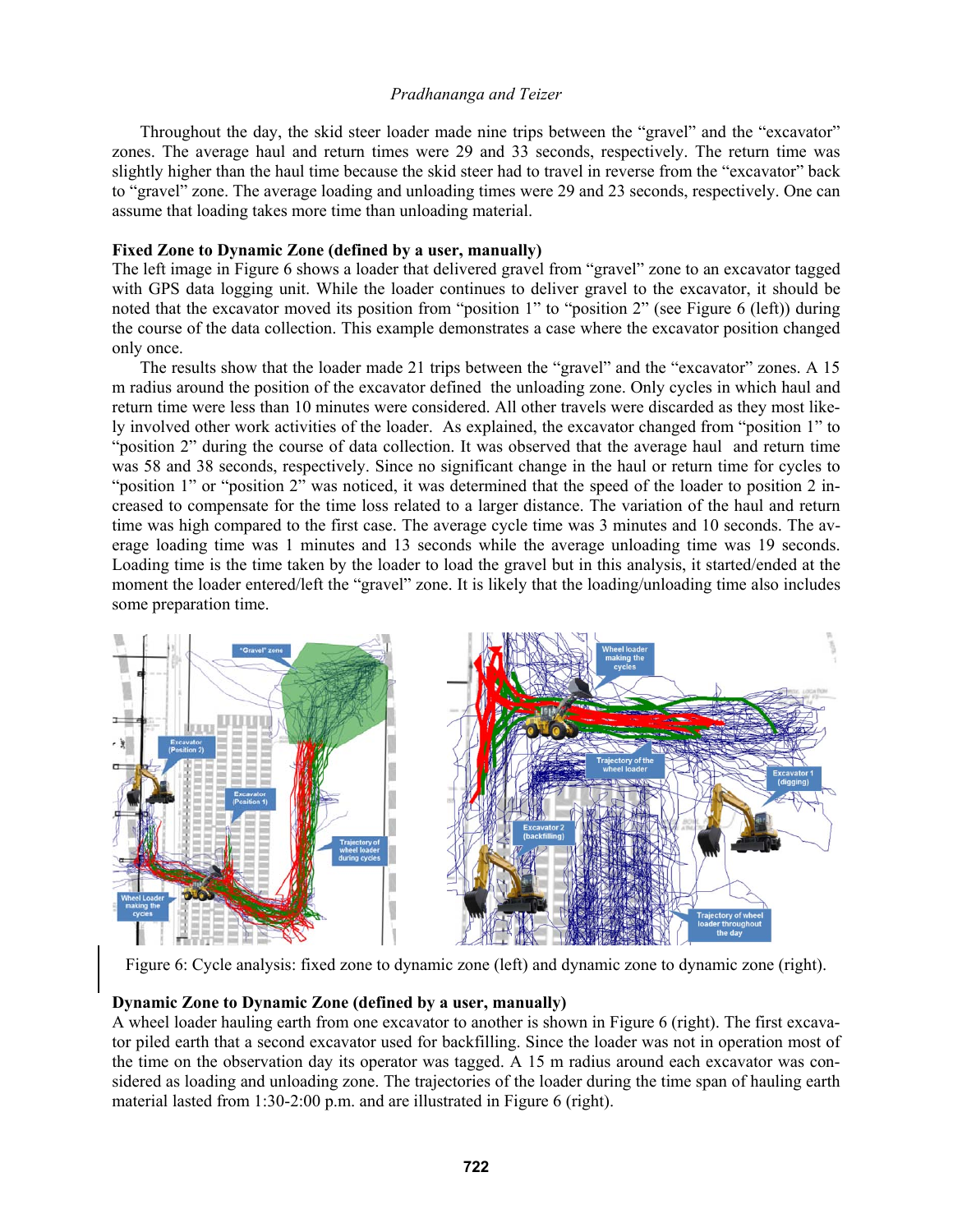Throughout the day, the skid steer loader made nine trips between the "gravel" and the "excavator" zones. The average haul and return times were 29 and 33 seconds, respectively. The return time was slightly higher than the haul time because the skid steer had to travel in reverse from the "excavator" back to "gravel" zone. The average loading and unloading times were 29 and 23 seconds, respectively. One can assume that loading takes more time than unloading material.

**Fixed Zone to Dynamic Zone (defined by a user, manually)**

The left image in Figure 6 shows a loader that delivered gravel from "gravel" zone to an excavator tagged with GPS data logging unit. While the loader continues to deliver gravel to the excavator, it should be noted that the excavator moved its position from "position 1" to "position 2" (see Figure 6 (left)) during the course of the data collection. This example demonstrates a case where the excavator position changed only once.

The results show that the loader made 21 trips between the "gravel" and the "excavator" zones. A 15 m radius around the position of the excavator defined the unloading zone. Only cycles in which haul and return time were less than 10 minutes were considered. All other travels were discarded as they most likely involved other work activities of the loader. As explained, the excavator changed from "position 1" to "position 2" during the course of data collection. It was observed that the average haul and return time was 58 and 38 seconds, respectively. Since no significant change in the haul or return time for cycles to "position 1" or "position 2" was noticed, it was determined that the speed of the loader to position 2 increased to compensate for the time loss related to a larger distance. The variation of the haul and return time was high compared to the first case. The average cycle time was 3 minutes and 10 seconds. The average loading time was 1 minutes and 13 seconds while the average unloading time was 19 seconds. Loading time is the time taken by the loader to load the gravel but in this analysis, it started/ended at the moment the loader entered/left the "gravel" zone. It is likely that the loading/unloading time also includes some preparation time.

Figure 6: Cycle analysis: fixed zone to dynamic zone (left) and dynamic zone to dynamic zone (right).

**Dynamic Zone to Dynamic Zone (defined by a user, manually)**

A wheel loader hauling earth from one excavator to another is shown in Figure 6 (right). The first excavator piled earth that a second excavator used for backfilling. Since the loader was not in operation most of the time on the observation day its operator was tagged. A 15 m radius around each excavator was considered as loading and unloading zone. The trajectories of the loader during the time span of hauling earth material lasted from 1:30-2:00 p.m. and are illustrated in Figure 6 (right).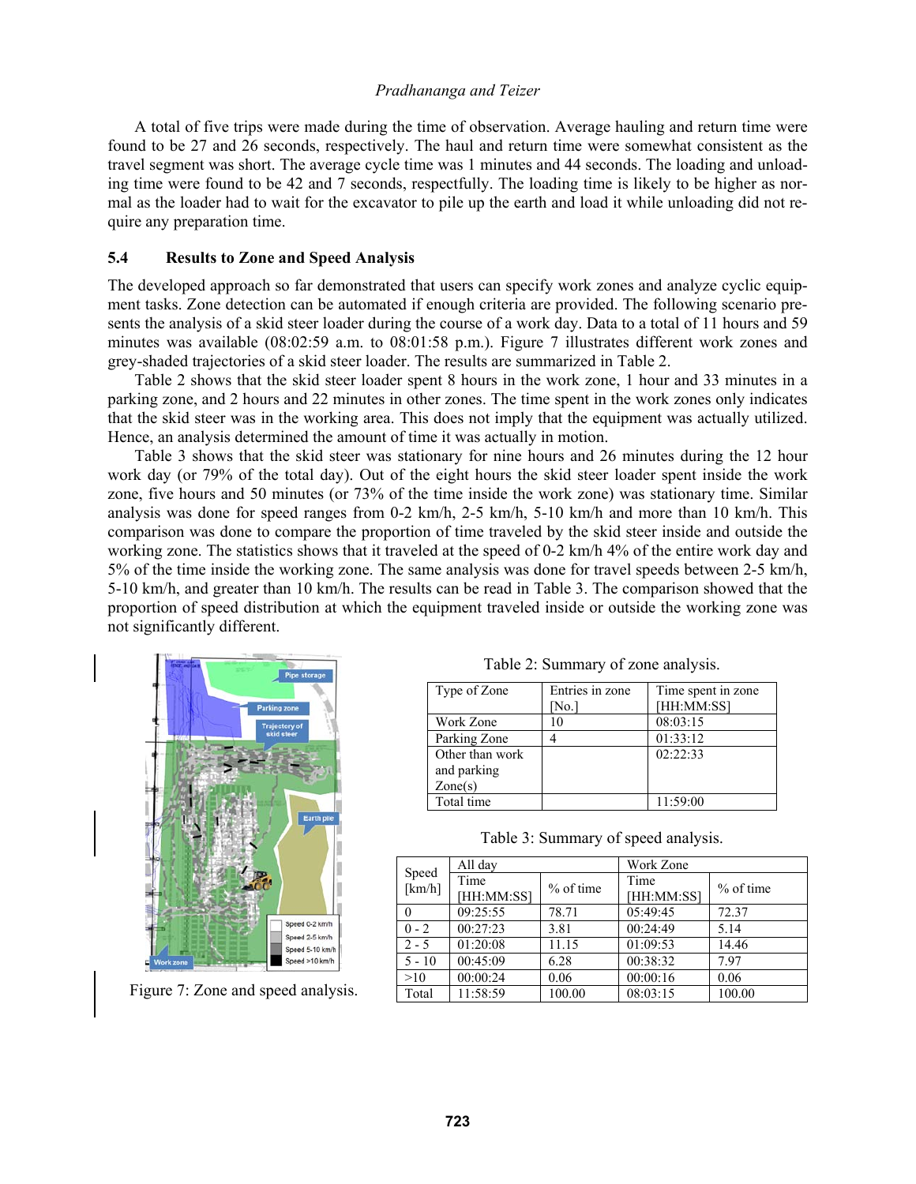A total of five trips were made during the time of observation. Average hauling and return time were found to be 27 and 26 seconds, respectively. The haul and return time were somewhat consistent as the travel segment was short. The average cycle time was 1 minutes and 44 seconds. The loading and unloading time were found to be 42 and 7 seconds, respectfully. The loading time is likely to be higher as normal as the loader had to wait for the excavator to pile up the earth and load it while unloading did not require any preparation time.

### 5.4 Results to Zone and Speed Analysis

The developed approach so far demonstrated that users can specify work zones and analyze cyclic equipment tasks. Zone detection can be automated if enough criteria are provided. The following scenario presents the analysis of a skid steer loader during the course of a work day. Data to a total of 11 hours and 59 minutes was available (08:02:59 a.m. to 08:01:58 p.m.). Figure 7 illustrates different work zones and grey-shaded trajectories of a skid steer loader. The results are summarized in Table 2.

Table 2 shows that the skid steer loader spent 8 hours in the work zone, 1 hour and 33 minutes in a parking zone, and 2 hours and 22 minutes in other zones. The time spent in the work zones only indicates that the skid steer was in the working area. This does not imply that the equipment was actually utilized. Hence, an analysis determined the amount of time it was actually in motion.

Table 3 shows that the skid steer was stationary for nine hours and 26 minutes during the 12 hour work day (or 79% of the total day). Out of the eight hours the skid steer loader spent inside the work zone, five hours and 50 minutes (or 73% of the time inside the work zone) was stationary time. Similar analysis was done for speed ranges from 0-2 km/h, 2-5 km/h, 5-10 km/h and more than 10 km/h. This comparison was done to compare the proportion of time traveled by the skid steer inside and outside the working zone. The statistics shows that it traveled at the speed of 0-2 km/h 4% of the entire work day and 5% of the time inside the working zone. The same analysis was done for travel speeds between 2-5 km/h, 5-10 km/h, and greater than 10 km/h. The results can be read in Table 3. The comparison showed that the proportion of speed distribution at which the equipment traveled inside or outside the working zone was not significantly different.

Figure 7: Zone and speed analysis.

Table 2: Summary of zone analysis.

| Type of Zone | Entries in zone [No.] | Time spent in zone [HH:MM:SS] |
|---|---|---|
| Work Zone | 10 | 08:03:15 |
| Parking Zone | 4 | 01:33:12 |
| Other than work and parking Zone(s) | | 02:22:33 |
| Total time | | 11:59:00 |

Table 3: Summary of speed analysis.

| Speed [km/h] | All day | | Work Zone | |
|---|---|---|---|---|
| | Time [HH:MM:SS] | % of time | Time [HH:MM:SS] | % of time |
| 0 | 09:25:55 | 78.71 | 05:49:45 | 72.37 |
| 0 - 2 | 00:27:23 | 3.81 | 00:24:49 | 5.14 |
| 2 - 5 | 01:20:08 | 11.15 | 01:09:53 | 14.46 |
| 5 - 10 | 00:45:09 | 6.28 | 00:38:32 | 7.97 |
| >10 | 00:00:24 | 0.06 | 00:00:16 | 0.06 |
| Total | 11:58:59 | 100.00 | 08:03:15 | 100.00 |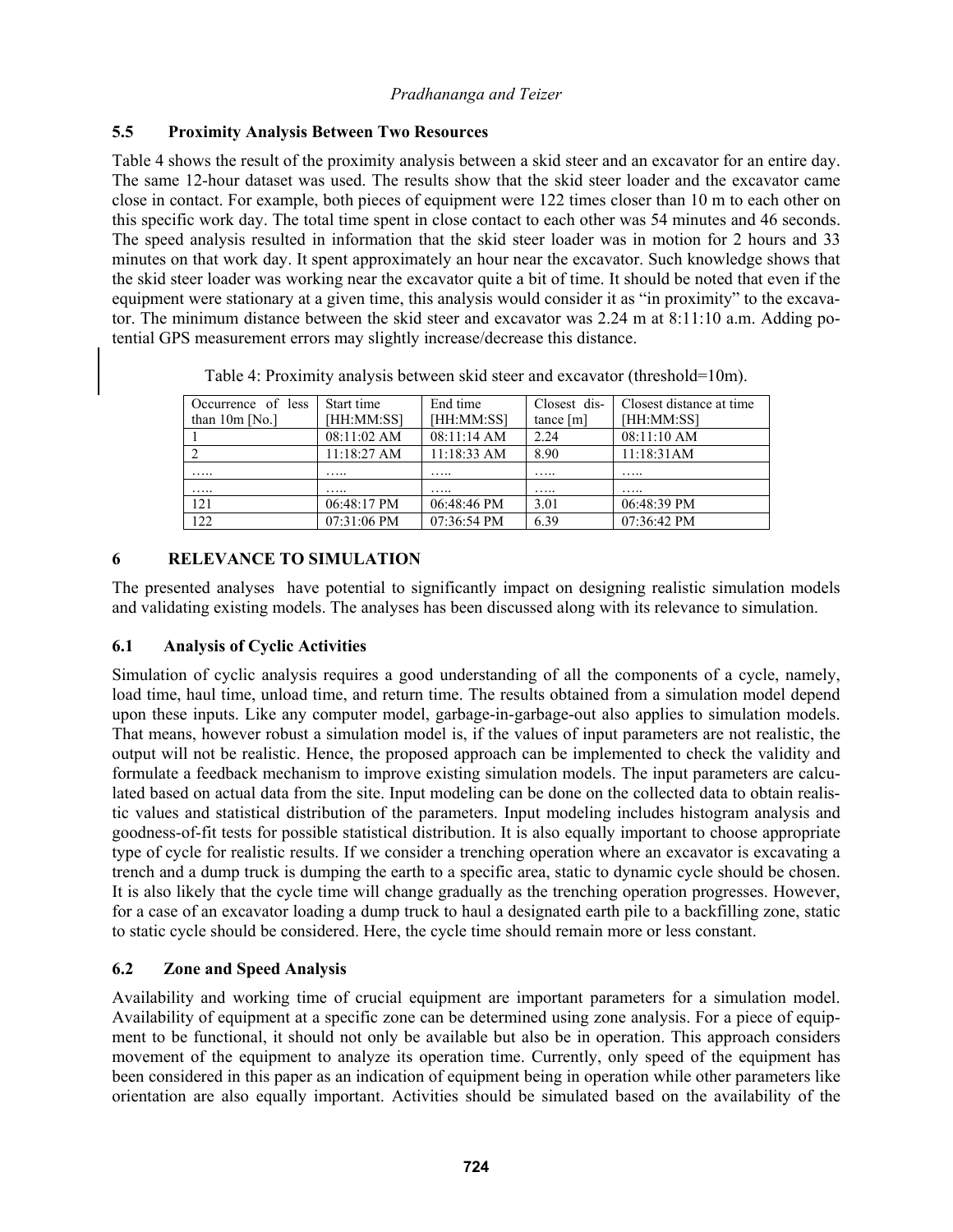### 5.5 Proximity Analysis Between Two Resources

Table 4 shows the result of the proximity analysis between a skid steer and an excavator for an entire day. The same 12-hour dataset was used. The results show that the skid steer loader and the excavator came close in contact. For example, both pieces of equipment were 122 times closer than 10 m to each other on this specific work day. The total time spent in close contact to each other was 54 minutes and 46 seconds. The speed analysis resulted in information that the skid steer loader was in motion for 2 hours and 33 minutes on that work day. It spent approximately an hour near the excavator. Such knowledge shows that the skid steer loader was working near the excavator quite a bit of time. It should be noted that even if the equipment were stationary at a given time, this analysis would consider it as "in proximity" to the excavator. The minimum distance between the skid steer and excavator was 2.24 m at 8:11:10 a.m. Adding potential GPS measurement errors may slightly increase/decrease this distance.

Table 4: Proximity analysis between skid steer and excavator (threshold=10m).

| Occurrence of less than 10m [No.] | Start time [HH:MM:SS] | End time [HH:MM:SS] | Closest distance [m] | Closest distance at time [HH:MM:SS] |
|---|---|---|---|---|
| 1 | 08:11:02 AM | 08:11:14 AM | 2.24 | 08:11:10 AM |
| 2 | 11:18:27 AM | 11:18:33 AM | 8.90 | 11:18:31AM |
| ….. | ….. | ….. | ….. | ….. |
| ….. | ….. | ….. | ….. | ….. |
| 121 | 06:48:17 PM | 06:48:46 PM | 3.01 | 06:48:39 PM |
| 122 | 07:31:06 PM | 07:36:54 PM | 6.39 | 07:36:42 PM |

## 6 RELEVANCE TO SIMULATION

The presented analyses have potential to significantly impact on designing realistic simulation models and validating existing models. The analyses has been discussed along with its relevance to simulation.

### 6.1 Analysis of Cyclic Activities

Simulation of cyclic analysis requires a good understanding of all the components of a cycle, namely, load time, haul time, unload time, and return time. The results obtained from a simulation model depend upon these inputs. Like any computer model, garbage-in-garbage-out also applies to simulation models. That means, however robust a simulation model is, if the values of input parameters are not realistic, the output will not be realistic. Hence, the proposed approach can be implemented to check the validity and formulate a feedback mechanism to improve existing simulation models. The input parameters are calculated based on actual data from the site. Input modeling can be done on the collected data to obtain realistic values and statistical distribution of the parameters. Input modeling includes histogram analysis and goodness-of-fit tests for possible statistical distribution. It is also equally important to choose appropriate type of cycle for realistic results. If we consider a trenching operation where an excavator is excavating a trench and a dump truck is dumping the earth to a specific area, static to dynamic cycle should be chosen. It is also likely that the cycle time will change gradually as the trenching operation progresses. However, for a case of an excavator loading a dump truck to haul a designated earth pile to a backfilling zone, static to static cycle should be considered. Here, the cycle time should remain more or less constant.

### 6.2 Zone and Speed Analysis

Availability and working time of crucial equipment are important parameters for a simulation model. Availability of equipment at a specific zone can be determined using zone analysis. For a piece of equipment to be functional, it should not only be available but also be in operation. This approach considers movement of the equipment to analyze its operation time. Currently, only speed of the equipment has been considered in this paper as an indication of equipment being in operation while other parameters like orientation are also equally important. Activities should be simulated based on the availability of the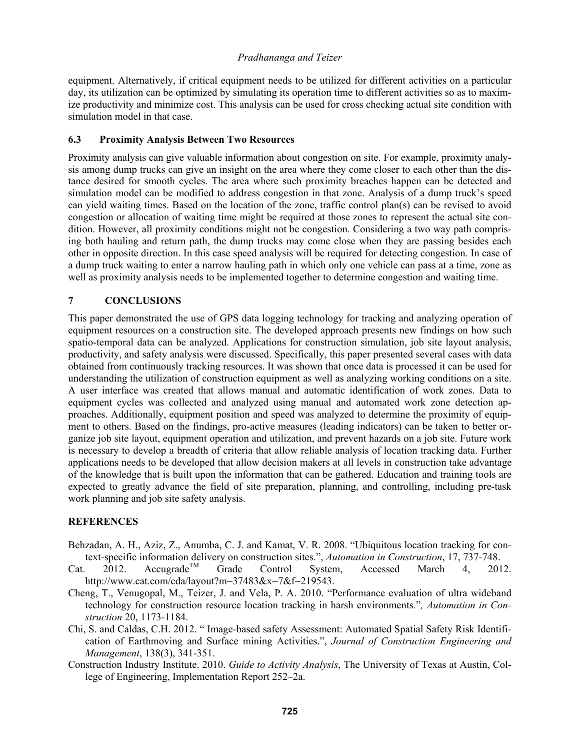equipment. Alternatively, if critical equipment needs to be utilized for different activities on a particular day, its utilization can be optimized by simulating its operation time to different activities so as to maximize productivity and minimize cost. This analysis can be used for cross checking actual site condition with simulation model in that case.

### 6.3 Proximity Analysis Between Two Resources

Proximity analysis can give valuable information about congestion on site. For example, proximity analysis among dump trucks can give an insight on the area where they come closer to each other than the distance desired for smooth cycles. The area where such proximity breaches happen can be detected and simulation model can be modified to address congestion in that zone. Analysis of a dump truck's speed can yield waiting times. Based on the location of the zone, traffic control plan(s) can be revised to avoid congestion or allocation of waiting time might be required at those zones to represent the actual site condition. However, all proximity conditions might not be congestion. Considering a two way path comprising both hauling and return path, the dump trucks may come close when they are passing besides each other in opposite direction. In this case speed analysis will be required for detecting congestion. In case of a dump truck waiting to enter a narrow hauling path in which only one vehicle can pass at a time, zone as well as proximity analysis needs to be implemented together to determine congestion and waiting time.

## 7 CONCLUSIONS

This paper demonstrated the use of GPS data logging technology for tracking and analyzing operation of equipment resources on a construction site. The developed approach presents new findings on how such spatio-temporal data can be analyzed. Applications for construction simulation, job site layout analysis, productivity, and safety analysis were discussed. Specifically, this paper presented several cases with data obtained from continuously tracking resources. It was shown that once data is processed it can be used for understanding the utilization of construction equipment as well as analyzing working conditions on a site. A user interface was created that allows manual and automatic identification of work zones. Data to equipment cycles was collected and analyzed using manual and automated work zone detection approaches. Additionally, equipment position and speed was analyzed to determine the proximity of equipment to others. Based on the findings, pro-active measures (leading indicators) can be taken to better organize job site layout, equipment operation and utilization, and prevent hazards on a job site. Future work is necessary to develop a breadth of criteria that allow reliable analysis of location tracking data. Further applications needs to be developed that allow decision makers at all levels in construction take advantage of the knowledge that is built upon the information that can be gathered. Education and training tools are expected to greatly advance the field of site preparation, planning, and controlling, including pre-task work planning and job site safety analysis.

## REFERENCES

Behzadan, A. H., Aziz, Z., Anumba, C. J. and Kamat, V. R. 2008. "Ubiquitous location tracking for context-specific information delivery on construction sites.", *Automation in Construction*, 17, 737-748.

Cat. 2012. Accugrade™ Grade Control System, Accessed March 4, 2012. http://www.cat.com/cda/layout?m=37483&x=7&f=219543.

Cheng, T., Venugopal, M., Teizer, J. and Vela, P. A. 2010. "Performance evaluation of ultra wideband technology for construction resource location tracking in harsh environments*.", Automation in Construction* 20, 1173-1184.

Chi, S. and Caldas, C.H. 2012. " Image-based safety Assessment: Automated Spatial Safety Risk Identification of Earthmoving and Surface mining Activities.", *Journal of Construction Engineering and Management*, 138(3), 341-351.

Construction Industry Institute. 2010. *Guide to Activity Analysis*, The University of Texas at Austin, College of Engineering, Implementation Report 252–2a.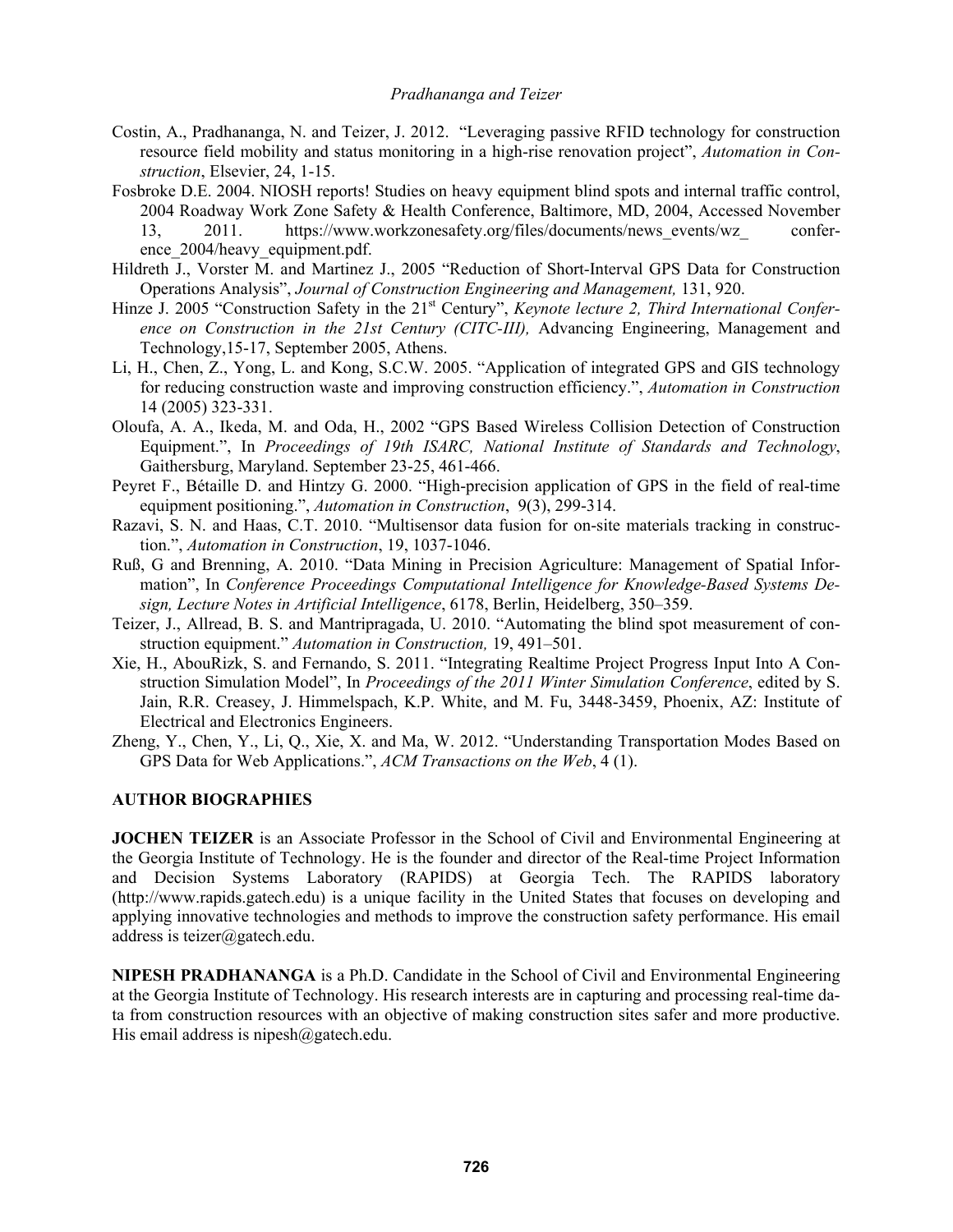Costin, A., Pradhananga, N. and Teizer, J. 2012. "Leveraging passive RFID technology for construction resource field mobility and status monitoring in a high-rise renovation project", *Automation in Construction*, Elsevier, 24, 1-15.

Fosbroke D.E. 2004. NIOSH reports! Studies on heavy equipment blind spots and internal traffic control, 2004 Roadway Work Zone Safety & Health Conference, Baltimore, MD, 2004, Accessed November 13, 2011. https://www.workzonesafety.org/files/documents/news_events/wz_conference_2004/heavy_equipment.pdf.

Hildreth J., Vorster M. and Martinez J., 2005 "Reduction of Short-Interval GPS Data for Construction Operations Analysis", *Journal of Construction Engineering and Management,* 131, 920.

Hinze J. 2005 "Construction Safety in the 21st Century", *Keynote lecture 2, Third International Conference on Construction in the 21st Century (CITC-III),* Advancing Engineering, Management and Technology,15-17, September 2005, Athens.

Li, H., Chen, Z., Yong, L. and Kong, S.C.W. 2005. "Application of integrated GPS and GIS technology for reducing construction waste and improving construction efficiency.", *Automation in Construction* 14 (2005) 323-331.

Oloufa, A. A., Ikeda, M. and Oda, H., 2002 "GPS Based Wireless Collision Detection of Construction Equipment.", In *Proceedings of 19th ISARC, National Institute of Standards and Technology*, Gaithersburg, Maryland. September 23-25, 461-466.

Peyret F., Bétaille D. and Hintzy G. 2000. "High-precision application of GPS in the field of real-time equipment positioning.", *Automation in Construction*, 9(3), 299-314.

Razavi, S. N. and Haas, C.T. 2010. "Multisensor data fusion for on-site materials tracking in construction.", *Automation in Construction*, 19, 1037-1046.

Ruß, G and Brenning, A. 2010. "Data Mining in Precision Agriculture: Management of Spatial Information", In *Conference Proceedings Computational Intelligence for Knowledge-Based Systems Design, Lecture Notes in Artificial Intelligence*, 6178, Berlin, Heidelberg, 350–359.

Teizer, J., Allread, B. S. and Mantripragada, U. 2010. "Automating the blind spot measurement of construction equipment." *Automation in Construction,* 19, 491–501.

Xie, H., AbouRizk, S. and Fernando, S. 2011. "Integrating Realtime Project Progress Input Into A Construction Simulation Model", In *Proceedings of the 2011 Winter Simulation Conference*, edited by S. Jain, R.R. Creasey, J. Himmelspach, K.P. White, and M. Fu, 3448-3459, Phoenix, AZ: Institute of Electrical and Electronics Engineers.

Zheng, Y., Chen, Y., Li, Q., Xie, X. and Ma, W. 2012. "Understanding Transportation Modes Based on GPS Data for Web Applications.", *ACM Transactions on the Web*, 4 (1).

## AUTHOR BIOGRAPHIES

**JOCHEN TEIZER** is an Associate Professor in the School of Civil and Environmental Engineering at the Georgia Institute of Technology. He is the founder and director of the Real-time Project Information and Decision Systems Laboratory (RAPIDS) at Georgia Tech. The RAPIDS laboratory (http://www.rapids.gatech.edu) is a unique facility in the United States that focuses on developing and applying innovative technologies and methods to improve the construction safety performance. His email address is teizer@gatech.edu.

**NIPESH PRADHANANGA** is a Ph.D. Candidate in the School of Civil and Environmental Engineering at the Georgia Institute of Technology. His research interests are in capturing and processing real-time data from construction resources with an objective of making construction sites safer and more productive. His email address is nipesh@gatech.edu.